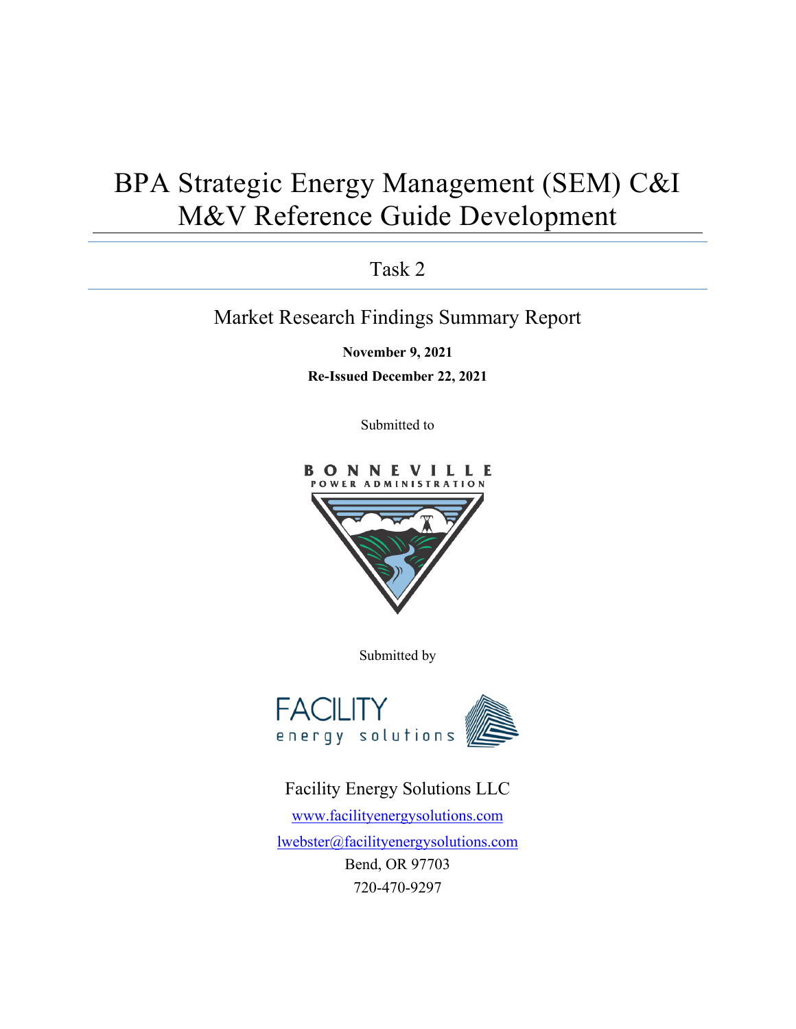# BPA Strategic Energy Management (SEM) C&I M&V Reference Guide Development

## Task 2

### Market Research Findings Summary Report

**November 9, 2021**

**Re-Issued December 22, 2021**

Submitted to

BONNEVILLE POWER ADMINISTRATION

Submitted by

FACILITY energy solutions

Facility Energy Solutions LLC

www.facilityenergysolutions.com

lwebster@facilityenergysolutions.com

Bend, OR 97703

720-470-9297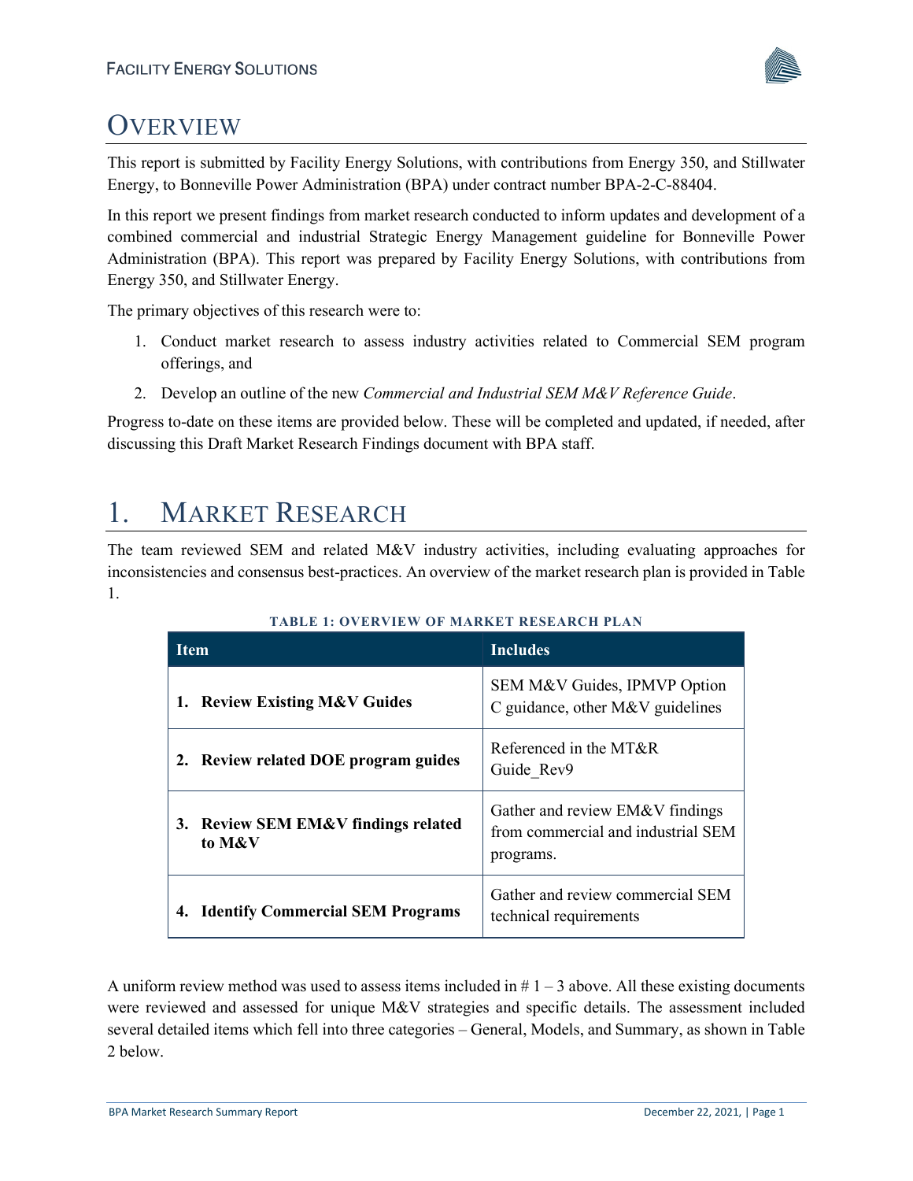# OVERVIEW

This report is submitted by Facility Energy Solutions, with contributions from Energy 350, and Stillwater Energy, to Bonneville Power Administration (BPA) under contract number BPA-2-C-88404.

In this report we present findings from market research conducted to inform updates and development of a combined commercial and industrial Strategic Energy Management guideline for Bonneville Power Administration (BPA). This report was prepared by Facility Energy Solutions, with contributions from Energy 350, and Stillwater Energy.

The primary objectives of this research were to:

1. Conduct market research to assess industry activities related to Commercial SEM program offerings, and
2. Develop an outline of the new *Commercial and Industrial SEM M&V Reference Guide*.

Progress to-date on these items are provided below. These will be completed and updated, if needed, after discussing this Draft Market Research Findings document with BPA staff.

# 1. MARKET RESEARCH

The team reviewed SEM and related M&V industry activities, including evaluating approaches for inconsistencies and consensus best-practices. An overview of the market research plan is provided in Table 1.

**TABLE 1: OVERVIEW OF MARKET RESEARCH PLAN**

| Item | Includes |
|---|---|
| **1. Review Existing M&V Guides** | SEM M&V Guides, IPMVP Option C guidance, other M&V guidelines |
| **2. Review related DOE program guides** | Referenced in the MT&R Guide_Rev9 |
| **3. Review SEM EM&V findings related to M&V** | Gather and review EM&V findings from commercial and industrial SEM programs. |
| **4. Identify Commercial SEM Programs** | Gather and review commercial SEM technical requirements |

A uniform review method was used to assess items included in # 1 – 3 above. All these existing documents were reviewed and assessed for unique M&V strategies and specific details. The assessment included several detailed items which fell into three categories – General, Models, and Summary, as shown in Table 2 below.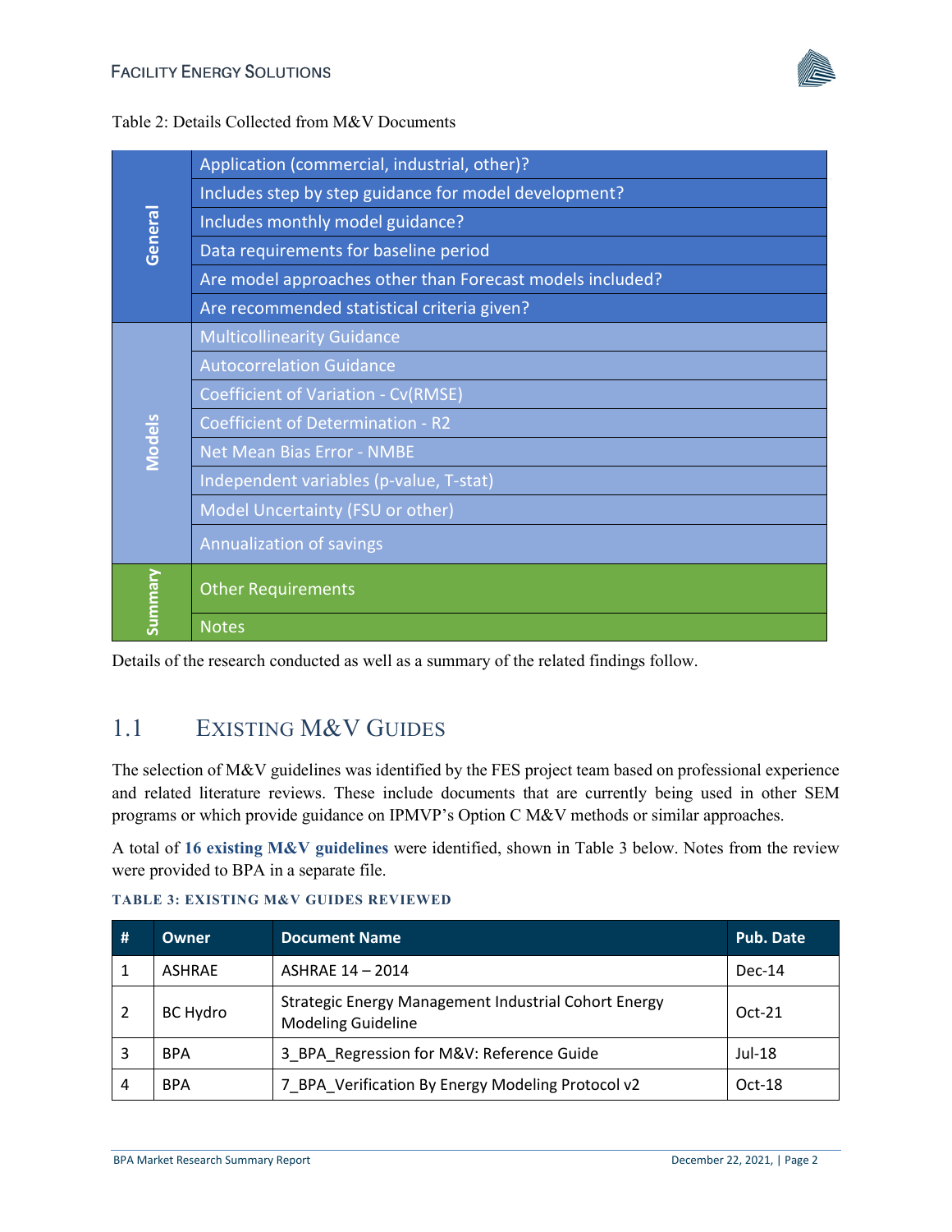Table 2: Details Collected from M&V Documents

| Category | Detail |
|---|---|
| General | Application (commercial, industrial, other)? |
| | Includes step by step guidance for model development? |
| | Includes monthly model guidance? |
| | Data requirements for baseline period |
| | Are model approaches other than Forecast models included? |
| | Are recommended statistical criteria given? |
| Models | Multicollinearity Guidance |
| | Autocorrelation Guidance |
| | Coefficient of Variation - Cv(RMSE) |
| | Coefficient of Determination - R2 |
| | Net Mean Bias Error - NMBE |
| | Independent variables (p-value, T-stat) |
| | Model Uncertainty (FSU or other) |
| | Annualization of savings |
| Summary | Other Requirements |
| | Notes |

Details of the research conducted as well as a summary of the related findings follow.

## 1.1 Existing M&V Guides

The selection of M&V guidelines was identified by the FES project team based on professional experience and related literature reviews. These include documents that are currently being used in other SEM programs or which provide guidance on IPMVP's Option C M&V methods or similar approaches.

A total of **16 existing M&V guidelines** were identified, shown in Table 3 below. Notes from the review were provided to BPA in a separate file.

**TABLE 3: EXISTING M&V GUIDES REVIEWED**

| # | Owner | Document Name | Pub. Date |
|---|---|---|---|
| 1 | ASHRAE | ASHRAE 14 – 2014 | Dec-14 |
| 2 | BC Hydro | Strategic Energy Management Industrial Cohort Energy Modeling Guideline | Oct-21 |
| 3 | BPA | 3_BPA_Regression for M&V: Reference Guide | Jul-18 |
| 4 | BPA | 7_BPA_Verification By Energy Modeling Protocol v2 | Oct-18 |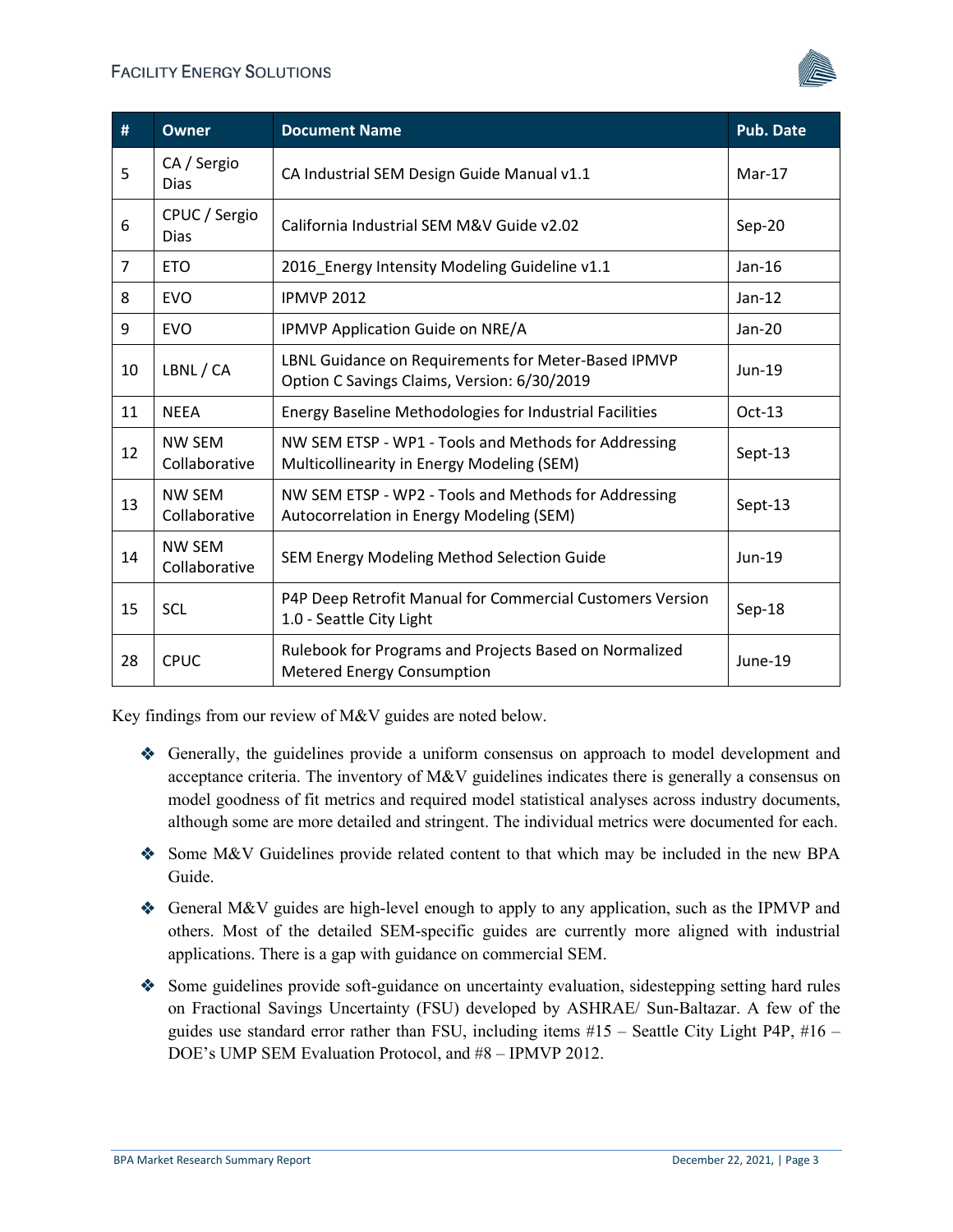| # | Owner | Document Name | Pub. Date |
|---|---|---|---|
| 5 | CA / Sergio Dias | CA Industrial SEM Design Guide Manual v1.1 | Mar-17 |
| 6 | CPUC / Sergio Dias | California Industrial SEM M&V Guide v2.02 | Sep-20 |
| 7 | ETO | 2016_Energy Intensity Modeling Guideline v1.1 | Jan-16 |
| 8 | EVO | IPMVP 2012 | Jan-12 |
| 9 | EVO | IPMVP Application Guide on NRE/A | Jan-20 |
| 10 | LBNL / CA | LBNL Guidance on Requirements for Meter-Based IPMVP Option C Savings Claims, Version: 6/30/2019 | Jun-19 |
| 11 | NEEA | Energy Baseline Methodologies for Industrial Facilities | Oct-13 |
| 12 | NW SEM Collaborative | NW SEM ETSP - WP1 - Tools and Methods for Addressing Multicollinearity in Energy Modeling (SEM) | Sept-13 |
| 13 | NW SEM Collaborative | NW SEM ETSP - WP2 - Tools and Methods for Addressing Autocorrelation in Energy Modeling (SEM) | Sept-13 |
| 14 | NW SEM Collaborative | SEM Energy Modeling Method Selection Guide | Jun-19 |
| 15 | SCL | P4P Deep Retrofit Manual for Commercial Customers Version 1.0 - Seattle City Light | Sep-18 |
| 28 | CPUC | Rulebook for Programs and Projects Based on Normalized Metered Energy Consumption | June-19 |

Key findings from our review of M&V guides are noted below.

- Generally, the guidelines provide a uniform consensus on approach to model development and acceptance criteria. The inventory of M&V guidelines indicates there is generally a consensus on model goodness of fit metrics and required model statistical analyses across industry documents, although some are more detailed and stringent. The individual metrics were documented for each.
- Some M&V Guidelines provide related content to that which may be included in the new BPA Guide.
- General M&V guides are high-level enough to apply to any application, such as the IPMVP and others. Most of the detailed SEM-specific guides are currently more aligned with industrial applications. There is a gap with guidance on commercial SEM.
- Some guidelines provide soft-guidance on uncertainty evaluation, sidestepping setting hard rules on Fractional Savings Uncertainty (FSU) developed by ASHRAE/ Sun-Baltazar. A few of the guides use standard error rather than FSU, including items #15 – Seattle City Light P4P, #16 – DOE's UMP SEM Evaluation Protocol, and #8 – IPMVP 2012.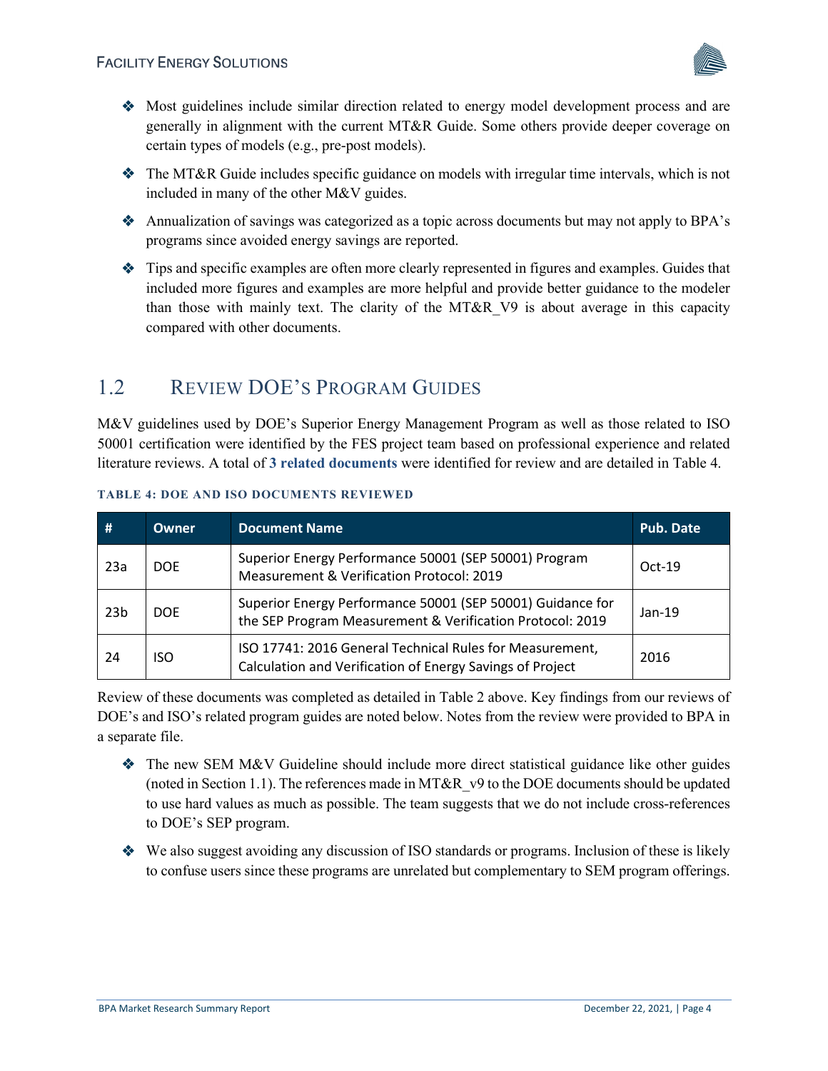- Most guidelines include similar direction related to energy model development process and are generally in alignment with the current MT&R Guide. Some others provide deeper coverage on certain types of models (e.g., pre-post models).
- The MT&R Guide includes specific guidance on models with irregular time intervals, which is not included in many of the other M&V guides.
- Annualization of savings was categorized as a topic across documents but may not apply to BPA's programs since avoided energy savings are reported.
- Tips and specific examples are often more clearly represented in figures and examples. Guides that included more figures and examples are more helpful and provide better guidance to the modeler than those with mainly text. The clarity of the MT&R_V9 is about average in this capacity compared with other documents.

## 1.2 Review DOE's Program Guides

M&V guidelines used by DOE's Superior Energy Management Program as well as those related to ISO 50001 certification were identified by the FES project team based on professional experience and related literature reviews. A total of **3 related documents** were identified for review and are detailed in Table 4.

**TABLE 4: DOE AND ISO DOCUMENTS REVIEWED**

| # | Owner | Document Name | Pub. Date |
|---|---|---|---|
| 23a | DOE | Superior Energy Performance 50001 (SEP 50001) Program Measurement & Verification Protocol: 2019 | Oct-19 |
| 23b | DOE | Superior Energy Performance 50001 (SEP 50001) Guidance for the SEP Program Measurement & Verification Protocol: 2019 | Jan-19 |
| 24 | ISO | ISO 17741: 2016 General Technical Rules for Measurement, Calculation and Verification of Energy Savings of Project | 2016 |

Review of these documents was completed as detailed in Table 2 above. Key findings from our reviews of DOE's and ISO's related program guides are noted below. Notes from the review were provided to BPA in a separate file.

- The new SEM M&V Guideline should include more direct statistical guidance like other guides (noted in Section 1.1). The references made in MT&R_v9 to the DOE documents should be updated to use hard values as much as possible. The team suggests that we do not include cross-references to DOE's SEP program.
- We also suggest avoiding any discussion of ISO standards or programs. Inclusion of these is likely to confuse users since these programs are unrelated but complementary to SEM program offerings.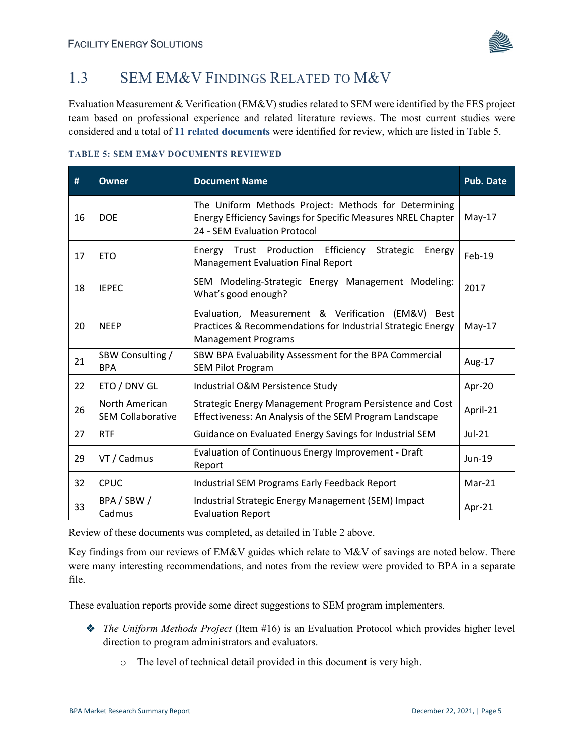## 1.3 SEM EM&V Findings Related to M&V

Evaluation Measurement & Verification (EM&V) studies related to SEM were identified by the FES project team based on professional experience and related literature reviews. The most current studies were considered and a total of **11 related documents** were identified for review, which are listed in Table 5.

**TABLE 5: SEM EM&V DOCUMENTS REVIEWED**

| # | Owner | Document Name | Pub. Date |
|---|---|---|---|
| 16 | DOE | The Uniform Methods Project: Methods for Determining Energy Efficiency Savings for Specific Measures NREL Chapter 24 - SEM Evaluation Protocol | May-17 |
| 17 | ETO | Energy Trust Production Efficiency Strategic Energy Management Evaluation Final Report | Feb-19 |
| 18 | IEPEC | SEM Modeling-Strategic Energy Management Modeling: What's good enough? | 2017 |
| 20 | NEEP | Evaluation, Measurement & Verification (EM&V) Best Practices & Recommendations for Industrial Strategic Energy Management Programs | May-17 |
| 21 | SBW Consulting / BPA | SBW BPA Evaluability Assessment for the BPA Commercial SEM Pilot Program | Aug-17 |
| 22 | ETO / DNV GL | Industrial O&M Persistence Study | Apr-20 |
| 26 | North American SEM Collaborative | Strategic Energy Management Program Persistence and Cost Effectiveness: An Analysis of the SEM Program Landscape | April-21 |
| 27 | RTF | Guidance on Evaluated Energy Savings for Industrial SEM | Jul-21 |
| 29 | VT / Cadmus | Evaluation of Continuous Energy Improvement - Draft Report | Jun-19 |
| 32 | CPUC | Industrial SEM Programs Early Feedback Report | Mar-21 |
| 33 | BPA / SBW / Cadmus | Industrial Strategic Energy Management (SEM) Impact Evaluation Report | Apr-21 |

Review of these documents was completed, as detailed in Table 2 above.

Key findings from our reviews of EM&V guides which relate to M&V of savings are noted below. There were many interesting recommendations, and notes from the review were provided to BPA in a separate file.

These evaluation reports provide some direct suggestions to SEM program implementers.

- *The Uniform Methods Project* (Item #16) is an Evaluation Protocol which provides higher level direction to program administrators and evaluators.
  - The level of technical detail provided in this document is very high.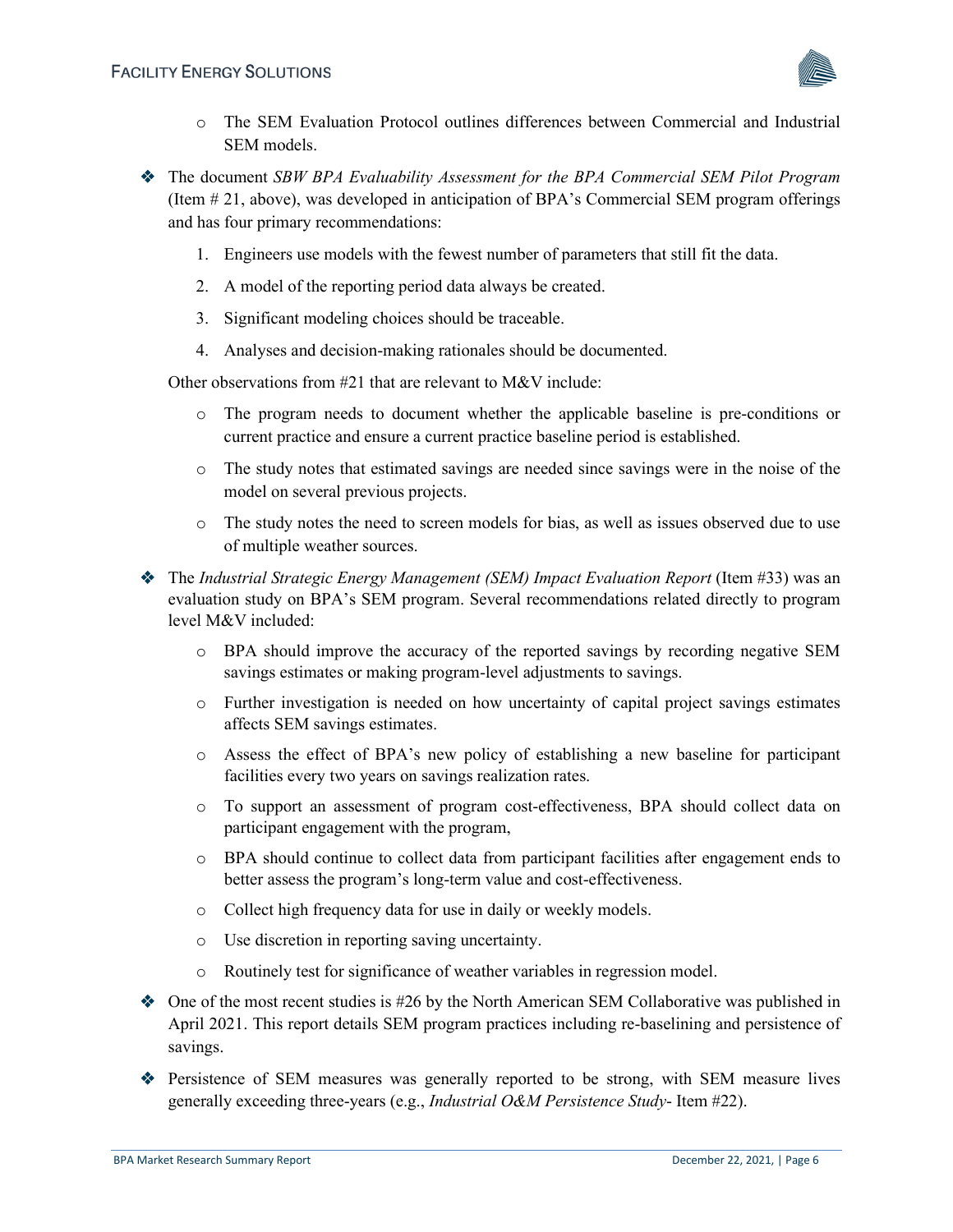- The SEM Evaluation Protocol outlines differences between Commercial and Industrial SEM models.

- The document *SBW BPA Evaluability Assessment for the BPA Commercial SEM Pilot Program* (Item # 21, above), was developed in anticipation of BPA's Commercial SEM program offerings and has four primary recommendations:

  1. Engineers use models with the fewest number of parameters that still fit the data.
  2. A model of the reporting period data always be created.
  3. Significant modeling choices should be traceable.
  4. Analyses and decision-making rationales should be documented.

  Other observations from #21 that are relevant to M&V include:

  - The program needs to document whether the applicable baseline is pre-conditions or current practice and ensure a current practice baseline period is established.
  - The study notes that estimated savings are needed since savings were in the noise of the model on several previous projects.
  - The study notes the need to screen models for bias, as well as issues observed due to use of multiple weather sources.

- The *Industrial Strategic Energy Management (SEM) Impact Evaluation Report* (Item #33) was an evaluation study on BPA's SEM program. Several recommendations related directly to program level M&V included:

  - BPA should improve the accuracy of the reported savings by recording negative SEM savings estimates or making program-level adjustments to savings.
  - Further investigation is needed on how uncertainty of capital project savings estimates affects SEM savings estimates.
  - Assess the effect of BPA's new policy of establishing a new baseline for participant facilities every two years on savings realization rates.
  - To support an assessment of program cost-effectiveness, BPA should collect data on participant engagement with the program,
  - BPA should continue to collect data from participant facilities after engagement ends to better assess the program's long-term value and cost-effectiveness.
  - Collect high frequency data for use in daily or weekly models.
  - Use discretion in reporting saving uncertainty.
  - Routinely test for significance of weather variables in regression model.

- One of the most recent studies is #26 by the North American SEM Collaborative was published in April 2021. This report details SEM program practices including re-baselining and persistence of savings.

- Persistence of SEM measures was generally reported to be strong, with SEM measure lives generally exceeding three-years (e.g., *Industrial O&M Persistence Study*- Item #22).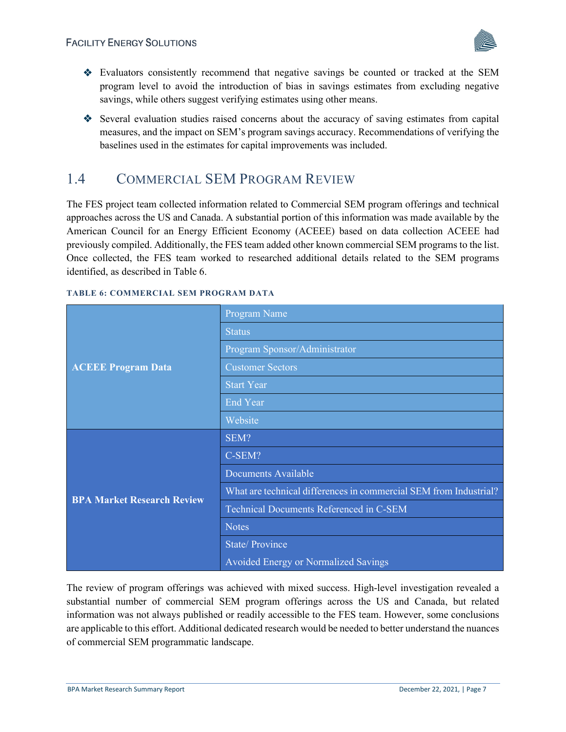- ❖ Evaluators consistently recommend that negative savings be counted or tracked at the SEM program level to avoid the introduction of bias in savings estimates from excluding negative savings, while others suggest verifying estimates using other means.
- ❖ Several evaluation studies raised concerns about the accuracy of saving estimates from capital measures, and the impact on SEM's program savings accuracy. Recommendations of verifying the baselines used in the estimates for capital improvements was included.

## 1.4 Commercial SEM Program Review

The FES project team collected information related to Commercial SEM program offerings and technical approaches across the US and Canada. A substantial portion of this information was made available by the American Council for an Energy Efficient Economy (ACEEE) based on data collection ACEEE had previously compiled. Additionally, the FES team added other known commercial SEM programs to the list. Once collected, the FES team worked to researched additional details related to the SEM programs identified, as described in Table 6.

**TABLE 6: COMMERCIAL SEM PROGRAM DATA**

| | |
|---|---|
| **ACEEE Program Data** | Program Name |
| | Status |
| | Program Sponsor/Administrator |
| | Customer Sectors |
| | Start Year |
| | End Year |
| | Website |
| **BPA Market Research Review** | SEM? |
| | C-SEM? |
| | Documents Available |
| | What are technical differences in commercial SEM from Industrial? |
| | Technical Documents Referenced in C-SEM |
| | Notes |
| | State/ Province |
| | Avoided Energy or Normalized Savings |

The review of program offerings was achieved with mixed success. High-level investigation revealed a substantial number of commercial SEM program offerings across the US and Canada, but related information was not always published or readily accessible to the FES team. However, some conclusions are applicable to this effort. Additional dedicated research would be needed to better understand the nuances of commercial SEM programmatic landscape.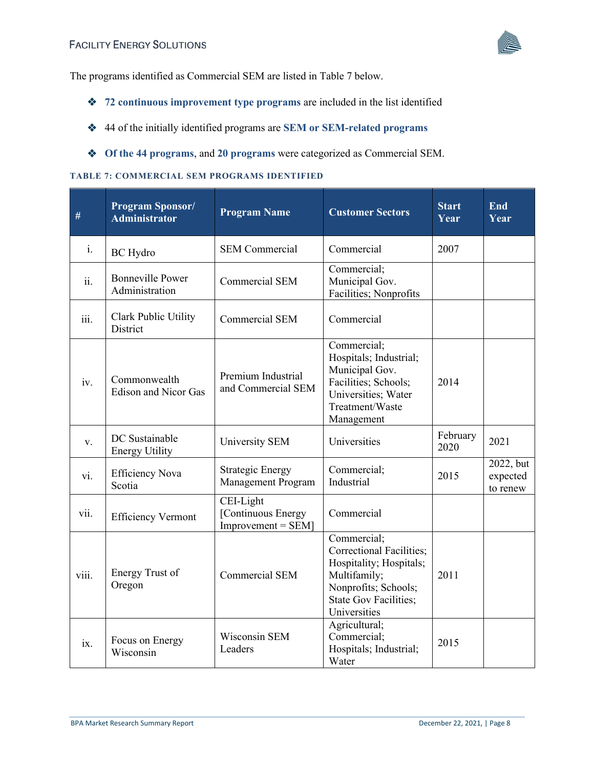The programs identified as Commercial SEM are listed in Table 7 below.

- **72 continuous improvement type programs** are included in the list identified
- 44 of the initially identified programs are **SEM or SEM-related programs**
- **Of the 44 programs**, and **20 programs** were categorized as Commercial SEM.

**TABLE 7: COMMERCIAL SEM PROGRAMS IDENTIFIED**

| # | Program Sponsor/ Administrator | Program Name | Customer Sectors | Start Year | End Year |
|---|---|---|---|---|---|
| i. | BC Hydro | SEM Commercial | Commercial | 2007 | |
| ii. | Bonneville Power Administration | Commercial SEM | Commercial; Municipal Gov. Facilities; Nonprofits | | |
| iii. | Clark Public Utility District | Commercial SEM | Commercial | | |
| iv. | Commonwealth Edison and Nicor Gas | Premium Industrial and Commercial SEM | Commercial; Hospitals; Industrial; Municipal Gov. Facilities; Schools; Universities; Water Treatment/Waste Management | 2014 | |
| v. | DC Sustainable Energy Utility | University SEM | Universities | February 2020 | 2021 |
| vi. | Efficiency Nova Scotia | Strategic Energy Management Program | Commercial; Industrial | 2015 | 2022, but expected to renew |
| vii. | Efficiency Vermont | CEI-Light [Continuous Energy Improvement = SEM] | Commercial | | |
| viii. | Energy Trust of Oregon | Commercial SEM | Commercial; Correctional Facilities; Hospitality; Hospitals; Multifamily; Nonprofits; Schools; State Gov Facilities; Universities | 2011 | |
| ix. | Focus on Energy Wisconsin | Wisconsin SEM Leaders | Agricultural; Commercial; Hospitals; Industrial; Water | 2015 | |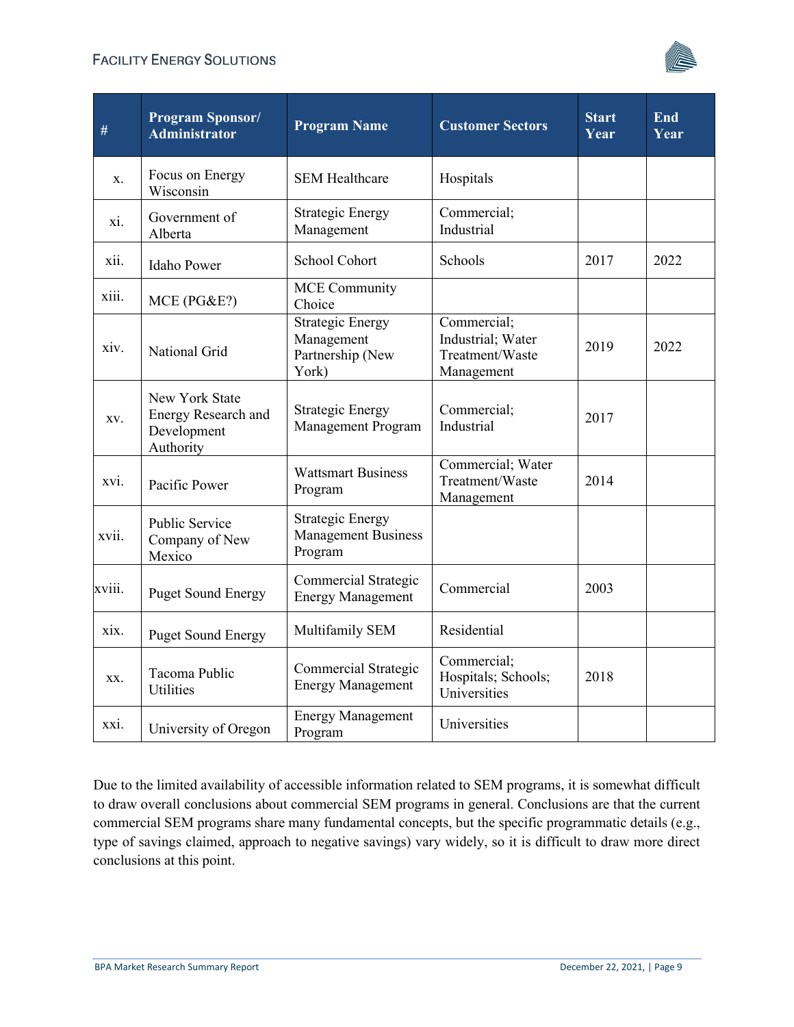| # | Program Sponsor/ Administrator | Program Name | Customer Sectors | Start Year | End Year |
|---|---|---|---|---|---|
| x. | Focus on Energy Wisconsin | SEM Healthcare | Hospitals | | |
| xi. | Government of Alberta | Strategic Energy Management | Commercial; Industrial | | |
| xii. | Idaho Power | School Cohort | Schools | 2017 | 2022 |
| xiii. | MCE (PG&E?) | MCE Community Choice | | | |
| xiv. | National Grid | Strategic Energy Management Partnership (New York) | Commercial; Industrial; Water Treatment/Waste Management | 2019 | 2022 |
| xv. | New York State Energy Research and Development Authority | Strategic Energy Management Program | Commercial; Industrial | 2017 | |
| xvi. | Pacific Power | Wattsmart Business Program | Commercial; Water Treatment/Waste Management | 2014 | |
| xvii. | Public Service Company of New Mexico | Strategic Energy Management Business Program | | | |
| xviii. | Puget Sound Energy | Commercial Strategic Energy Management | Commercial | 2003 | |
| xix. | Puget Sound Energy | Multifamily SEM | Residential | | |
| xx. | Tacoma Public Utilities | Commercial Strategic Energy Management | Commercial; Hospitals; Schools; Universities | 2018 | |
| xxi. | University of Oregon | Energy Management Program | Universities | | |

Due to the limited availability of accessible information related to SEM programs, it is somewhat difficult to draw overall conclusions about commercial SEM programs in general. Conclusions are that the current commercial SEM programs share many fundamental concepts, but the specific programmatic details (e.g., type of savings claimed, approach to negative savings) vary widely, so it is difficult to draw more direct conclusions at this point.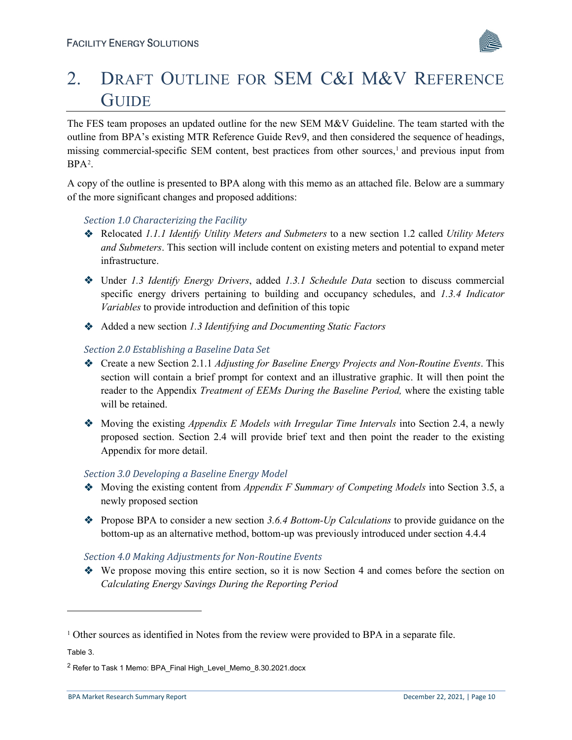# 2. Draft Outline for SEM C&I M&V Reference Guide

The FES team proposes an updated outline for the new SEM M&V Guideline. The team started with the outline from BPA's existing MTR Reference Guide Rev9, and then considered the sequence of headings, missing commercial-specific SEM content, best practices from other sources,[1] and previous input from BPA[2].

A copy of the outline is presented to BPA along with this memo as an attached file. Below are a summary of the more significant changes and proposed additions:

### *Section 1.0 Characterizing the Facility*

- Relocated *1.1.1 Identify Utility Meters and Submeters* to a new section 1.2 called *Utility Meters and Submeters*. This section will include content on existing meters and potential to expand meter infrastructure.
- Under *1.3 Identify Energy Drivers*, added *1.3.1 Schedule Data* section to discuss commercial specific energy drivers pertaining to building and occupancy schedules, and *1.3.4 Indicator Variables* to provide introduction and definition of this topic
- Added a new section *1.3 Identifying and Documenting Static Factors*

### *Section 2.0 Establishing a Baseline Data Set*

- Create a new Section 2.1.1 *Adjusting for Baseline Energy Projects and Non-Routine Events*. This section will contain a brief prompt for context and an illustrative graphic. It will then point the reader to the Appendix *Treatment of EEMs During the Baseline Period,* where the existing table will be retained.
- Moving the existing *Appendix E Models with Irregular Time Intervals* into Section 2.4, a newly proposed section. Section 2.4 will provide brief text and then point the reader to the existing Appendix for more detail.

### *Section 3.0 Developing a Baseline Energy Model*

- Moving the existing content from *Appendix F Summary of Competing Models* into Section 3.5, a newly proposed section
- Propose BPA to consider a new section *3.6.4 Bottom-Up Calculations* to provide guidance on the bottom-up as an alternative method, bottom-up was previously introduced under section 4.4.4

### *Section 4.0 Making Adjustments for Non-Routine Events*

- We propose moving this entire section, so it is now Section 4 and comes before the section on *Calculating Energy Savings During the Reporting Period*

---

[1] Other sources as identified in Notes from the review were provided to BPA in a separate file.

Table 3.

[2] Refer to Task 1 Memo: BPA_Final High_Level_Memo_8.30.2021.docx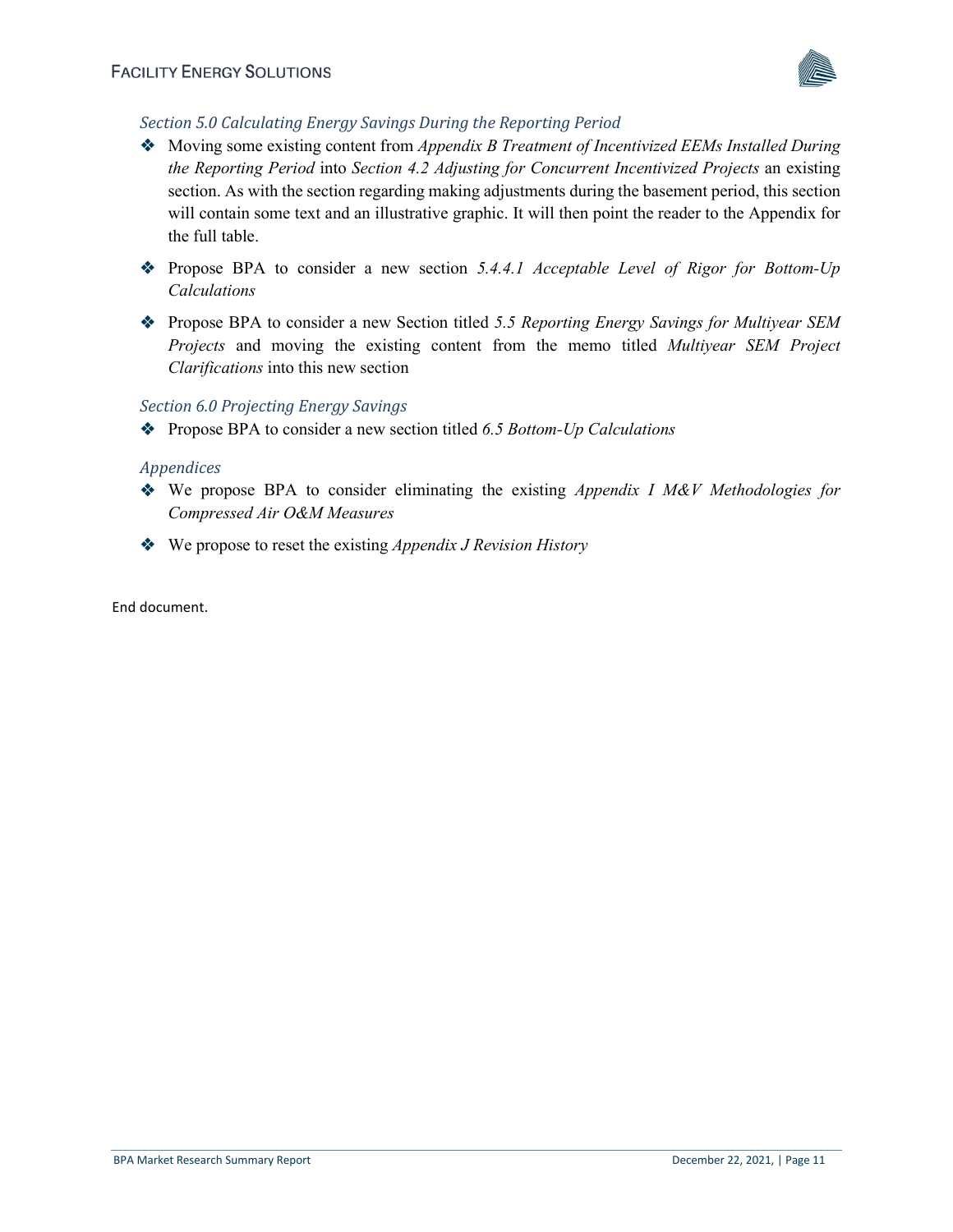*Section 5.0 Calculating Energy Savings During the Reporting Period*

- Moving some existing content from *Appendix B Treatment of Incentivized EEMs Installed During the Reporting Period* into *Section 4.2 Adjusting for Concurrent Incentivized Projects* an existing section. As with the section regarding making adjustments during the basement period, this section will contain some text and an illustrative graphic. It will then point the reader to the Appendix for the full table.

- Propose BPA to consider a new section *5.4.4.1 Acceptable Level of Rigor for Bottom-Up Calculations*

- Propose BPA to consider a new Section titled *5.5 Reporting Energy Savings for Multiyear SEM Projects* and moving the existing content from the memo titled *Multiyear SEM Project Clarifications* into this new section

*Section 6.0 Projecting Energy Savings*

- Propose BPA to consider a new section titled *6.5 Bottom-Up Calculations*

*Appendices*

- We propose BPA to consider eliminating the existing *Appendix I M&V Methodologies for Compressed Air O&M Measures*

- We propose to reset the existing *Appendix J Revision History*

End document.